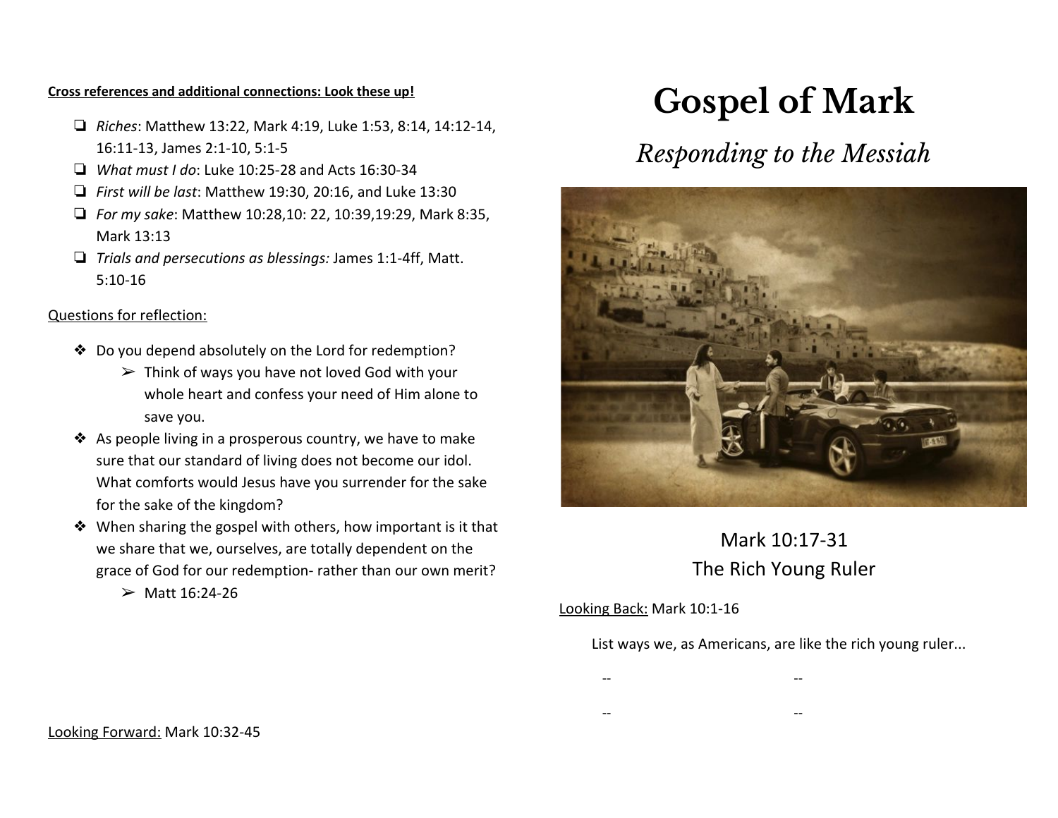**Cross references and additional connections: Look these up!**

- *Riches*: Matthew 13:22, Mark 4:19, Luke 1:53, 8:14, 14:12-14, 16:11-13, James 2:1-10, 5:1-5
- *What must I do*: Luke 10:25-28 and Acts 16:30-34
- *First will be last*: Matthew 19:30, 20:16, and Luke 13:30
- *For my sake*: Matthew 10:28,10: 22, 10:39,19:29, Mark 8:35, Mark 13:13
- *Trials and persecutions as blessings:* James 1:1-4ff, Matt. 5:10-16

Questions for reflection:

- Do you depend absolutely on the Lord for redemption?
  - Think of ways you have not loved God with your whole heart and confess your need of Him alone to save you.
- As people living in a prosperous country, we have to make sure that our standard of living does not become our idol. What comforts would Jesus have you surrender for the sake for the sake of the kingdom?
- When sharing the gospel with others, how important is it that we share that we, ourselves, are totally dependent on the grace of God for our redemption- rather than our own merit?
  - Matt 16:24-26

Looking Forward: Mark 10:32-45

# Gospel of Mark

## *Responding to the Messiah*

Mark 10:17-31
The Rich Young Ruler

Looking Back: Mark 10:1-16

List ways we, as Americans, are like the rich young ruler...

-- --

-- --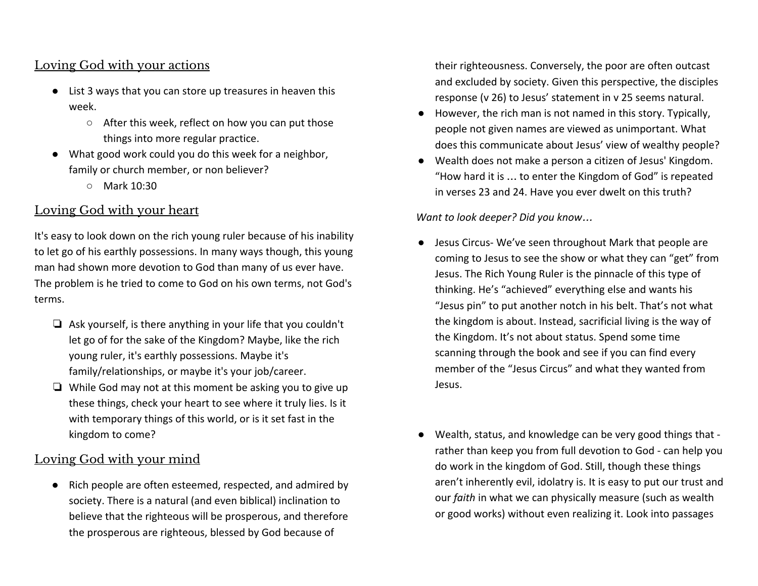## Loving God with your actions

- List 3 ways that you can store up treasures in heaven this week.
  - After this week, reflect on how you can put those things into more regular practice.
- What good work could you do this week for a neighbor, family or church member, or non believer?
  - Mark 10:30

## Loving God with your heart

It's easy to look down on the rich young ruler because of his inability to let go of his earthly possessions. In many ways though, this young man had shown more devotion to God than many of us ever have. The problem is he tried to come to God on his own terms, not God's terms.

- [ ] Ask yourself, is there anything in your life that you couldn't let go of for the sake of the Kingdom? Maybe, like the rich young ruler, it's earthly possessions. Maybe it's family/relationships, or maybe it's your job/career.
- [ ] While God may not at this moment be asking you to give up these things, check your heart to see where it truly lies. Is it with temporary things of this world, or is it set fast in the kingdom to come?

## Loving God with your mind

- Rich people are often esteemed, respected, and admired by society. There is a natural (and even biblical) inclination to believe that the righteous will be prosperous, and therefore the prosperous are righteous, blessed by God because of their righteousness. Conversely, the poor are often outcast and excluded by society. Given this perspective, the disciples response (v 26) to Jesus' statement in v 25 seems natural.
- However, the rich man is not named in this story. Typically, people not given names are viewed as unimportant. What does this communicate about Jesus' view of wealthy people?
- Wealth does not make a person a citizen of Jesus' Kingdom. "How hard it is … to enter the Kingdom of God" is repeated in verses 23 and 24. Have you ever dwelt on this truth?

*Want to look deeper? Did you know…*

- Jesus Circus- We've seen throughout Mark that people are coming to Jesus to see the show or what they can "get" from Jesus. The Rich Young Ruler is the pinnacle of this type of thinking. He's "achieved" everything else and wants his "Jesus pin" to put another notch in his belt. That's not what the kingdom is about. Instead, sacrificial living is the way of the Kingdom. It's not about status. Spend some time scanning through the book and see if you can find every member of the "Jesus Circus" and what they wanted from Jesus.

- Wealth, status, and knowledge can be very good things that - rather than keep you from full devotion to God - can help you do work in the kingdom of God. Still, though these things aren't inherently evil, idolatry is. It is easy to put our trust and our *faith* in what we can physically measure (such as wealth or good works) without even realizing it. Look into passages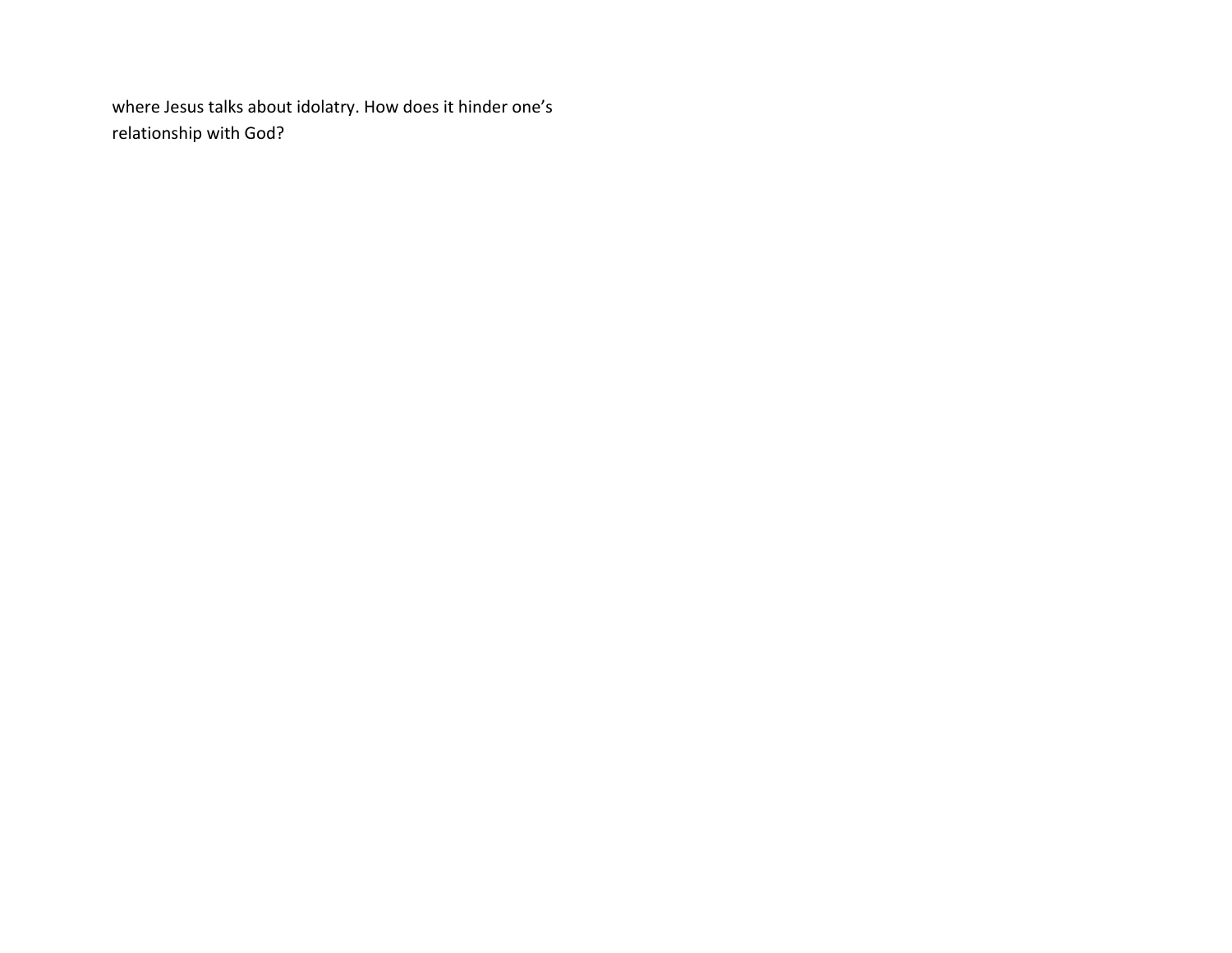where Jesus talks about idolatry. How does it hinder one's relationship with God?